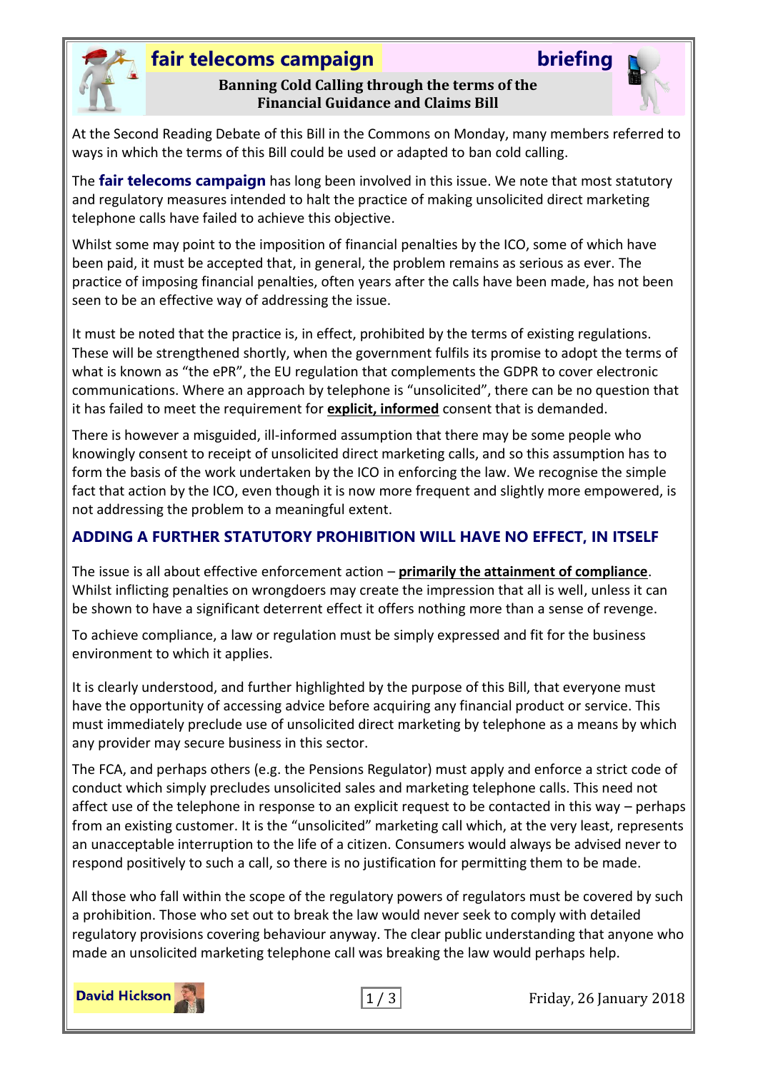# fair telecoms campaign briefing

**Banning Cold Calling through the terms of the Financial Guidance and Claims Bill**

At the Second Reading Debate of this Bill in the Commons on Monday, many members referred to ways in which the terms of this Bill could be used or adapted to ban cold calling.

The **fair telecoms campaign** has long been involved in this issue. We note that most statutory and regulatory measures intended to halt the practice of making unsolicited direct marketing telephone calls have failed to achieve this objective.

Whilst some may point to the imposition of financial penalties by the ICO, some of which have been paid, it must be accepted that, in general, the problem remains as serious as ever. The practice of imposing financial penalties, often years after the calls have been made, has not been seen to be an effective way of addressing the issue.

It must be noted that the practice is, in effect, prohibited by the terms of existing regulations. These will be strengthened shortly, when the government fulfils its promise to adopt the terms of what is known as "the ePR", the EU regulation that complements the GDPR to cover electronic communications. Where an approach by telephone is "unsolicited", there can be no question that it has failed to meet the requirement for **explicit, informed** consent that is demanded.

There is however a misguided, ill-informed assumption that there may be some people who knowingly consent to receipt of unsolicited direct marketing calls, and so this assumption has to form the basis of the work undertaken by the ICO in enforcing the law. We recognise the simple fact that action by the ICO, even though it is now more frequent and slightly more empowered, is not addressing the problem to a meaningful extent.

## ADDING A FURTHER STATUTORY PROHIBITION WILL HAVE NO EFFECT, IN ITSELF

The issue is all about effective enforcement action – **primarily the attainment of compliance**. Whilst inflicting penalties on wrongdoers may create the impression that all is well, unless it can be shown to have a significant deterrent effect it offers nothing more than a sense of revenge.

To achieve compliance, a law or regulation must be simply expressed and fit for the business environment to which it applies.

It is clearly understood, and further highlighted by the purpose of this Bill, that everyone must have the opportunity of accessing advice before acquiring any financial product or service. This must immediately preclude use of unsolicited direct marketing by telephone as a means by which any provider may secure business in this sector.

The FCA, and perhaps others (e.g. the Pensions Regulator) must apply and enforce a strict code of conduct which simply precludes unsolicited sales and marketing telephone calls. This need not affect use of the telephone in response to an explicit request to be contacted in this way – perhaps from an existing customer. It is the "unsolicited" marketing call which, at the very least, represents an unacceptable interruption to the life of a citizen. Consumers would always be advised never to respond positively to such a call, so there is no justification for permitting them to be made.

All those who fall within the scope of the regulatory powers of regulators must be covered by such a prohibition. Those who set out to break the law would never seek to comply with detailed regulatory provisions covering behaviour anyway. The clear public understanding that anyone who made an unsolicited marketing telephone call was breaking the law would perhaps help.

David Hickson

Friday, 26 January 2018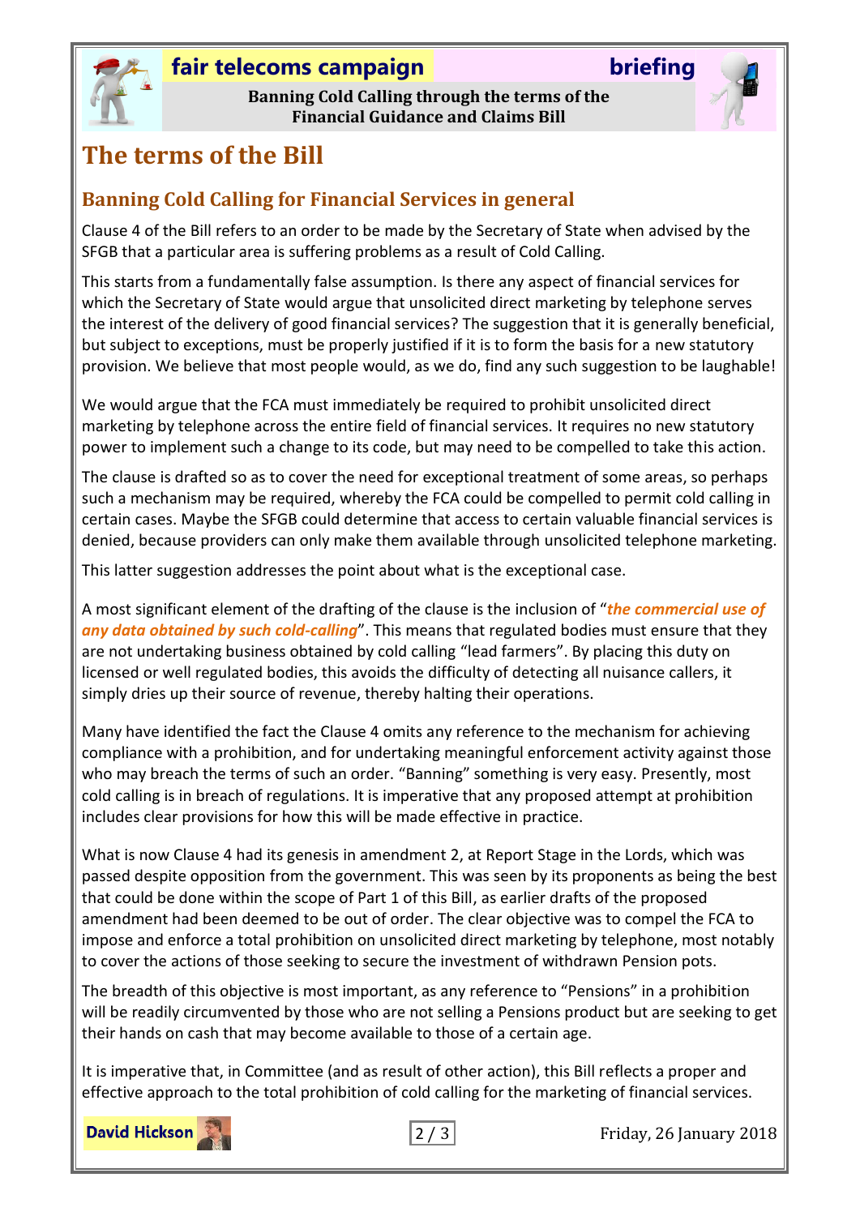# The terms of the Bill

## Banning Cold Calling for Financial Services in general

Clause 4 of the Bill refers to an order to be made by the Secretary of State when advised by the SFGB that a particular area is suffering problems as a result of Cold Calling.

This starts from a fundamentally false assumption. Is there any aspect of financial services for which the Secretary of State would argue that unsolicited direct marketing by telephone serves the interest of the delivery of good financial services? The suggestion that it is generally beneficial, but subject to exceptions, must be properly justified if it is to form the basis for a new statutory provision. We believe that most people would, as we do, find any such suggestion to be laughable!

We would argue that the FCA must immediately be required to prohibit unsolicited direct marketing by telephone across the entire field of financial services. It requires no new statutory power to implement such a change to its code, but may need to be compelled to take this action.

The clause is drafted so as to cover the need for exceptional treatment of some areas, so perhaps such a mechanism may be required, whereby the FCA could be compelled to permit cold calling in certain cases. Maybe the SFGB could determine that access to certain valuable financial services is denied, because providers can only make them available through unsolicited telephone marketing.

This latter suggestion addresses the point about what is the exceptional case.

A most significant element of the drafting of the clause is the inclusion of "***the commercial use of any data obtained by such cold-calling***". This means that regulated bodies must ensure that they are not undertaking business obtained by cold calling "lead farmers". By placing this duty on licensed or well regulated bodies, this avoids the difficulty of detecting all nuisance callers, it simply dries up their source of revenue, thereby halting their operations.

Many have identified the fact the Clause 4 omits any reference to the mechanism for achieving compliance with a prohibition, and for undertaking meaningful enforcement activity against those who may breach the terms of such an order. "Banning" something is very easy. Presently, most cold calling is in breach of regulations. It is imperative that any proposed attempt at prohibition includes clear provisions for how this will be made effective in practice.

What is now Clause 4 had its genesis in amendment 2, at Report Stage in the Lords, which was passed despite opposition from the government. This was seen by its proponents as being the best that could be done within the scope of Part 1 of this Bill, as earlier drafts of the proposed amendment had been deemed to be out of order. The clear objective was to compel the FCA to impose and enforce a total prohibition on unsolicited direct marketing by telephone, most notably to cover the actions of those seeking to secure the investment of withdrawn Pension pots.

The breadth of this objective is most important, as any reference to "Pensions" in a prohibition will be readily circumvented by those who are not selling a Pensions product but are seeking to get their hands on cash that may become available to those of a certain age.

It is imperative that, in Committee (and as result of other action), this Bill reflects a proper and effective approach to the total prohibition of cold calling for the marketing of financial services.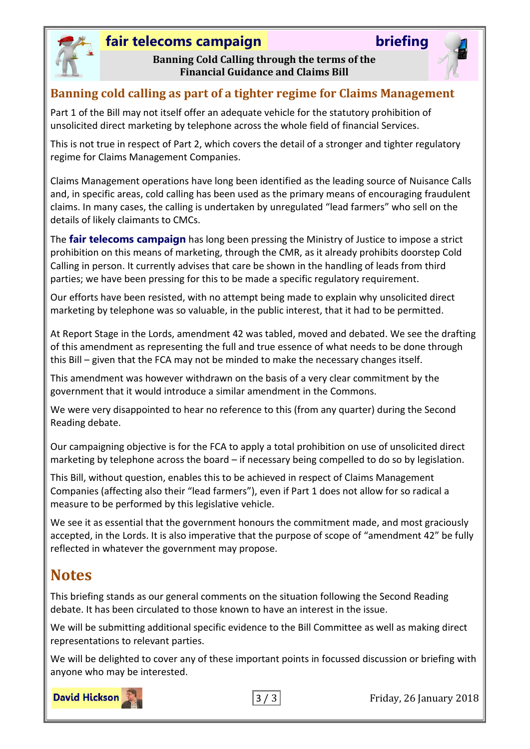**fair telecoms campaign** **briefing**

**Banning Cold Calling through the terms of the Financial Guidance and Claims Bill**

## Banning cold calling as part of a tighter regime for Claims Management

Part 1 of the Bill may not itself offer an adequate vehicle for the statutory prohibition of unsolicited direct marketing by telephone across the whole field of financial Services.

This is not true in respect of Part 2, which covers the detail of a stronger and tighter regulatory regime for Claims Management Companies.

Claims Management operations have long been identified as the leading source of Nuisance Calls and, in specific areas, cold calling has been used as the primary means of encouraging fraudulent claims. In many cases, the calling is undertaken by unregulated "lead farmers" who sell on the details of likely claimants to CMCs.

The **fair telecoms campaign** has long been pressing the Ministry of Justice to impose a strict prohibition on this means of marketing, through the CMR, as it already prohibits doorstep Cold Calling in person. It currently advises that care be shown in the handling of leads from third parties; we have been pressing for this to be made a specific regulatory requirement.

Our efforts have been resisted, with no attempt being made to explain why unsolicited direct marketing by telephone was so valuable, in the public interest, that it had to be permitted.

At Report Stage in the Lords, amendment 42 was tabled, moved and debated. We see the drafting of this amendment as representing the full and true essence of what needs to be done through this Bill – given that the FCA may not be minded to make the necessary changes itself.

This amendment was however withdrawn on the basis of a very clear commitment by the government that it would introduce a similar amendment in the Commons.

We were very disappointed to hear no reference to this (from any quarter) during the Second Reading debate.

Our campaigning objective is for the FCA to apply a total prohibition on use of unsolicited direct marketing by telephone across the board – if necessary being compelled to do so by legislation.

This Bill, without question, enables this to be achieved in respect of Claims Management Companies (affecting also their "lead farmers"), even if Part 1 does not allow for so radical a measure to be performed by this legislative vehicle.

We see it as essential that the government honours the commitment made, and most graciously accepted, in the Lords. It is also imperative that the purpose of scope of "amendment 42" be fully reflected in whatever the government may propose.

# Notes

This briefing stands as our general comments on the situation following the Second Reading debate. It has been circulated to those known to have an interest in the issue.

We will be submitting additional specific evidence to the Bill Committee as well as making direct representations to relevant parties.

We will be delighted to cover any of these important points in focussed discussion or briefing with anyone who may be interested.

**David Hickson**

Friday, 26 January 2018